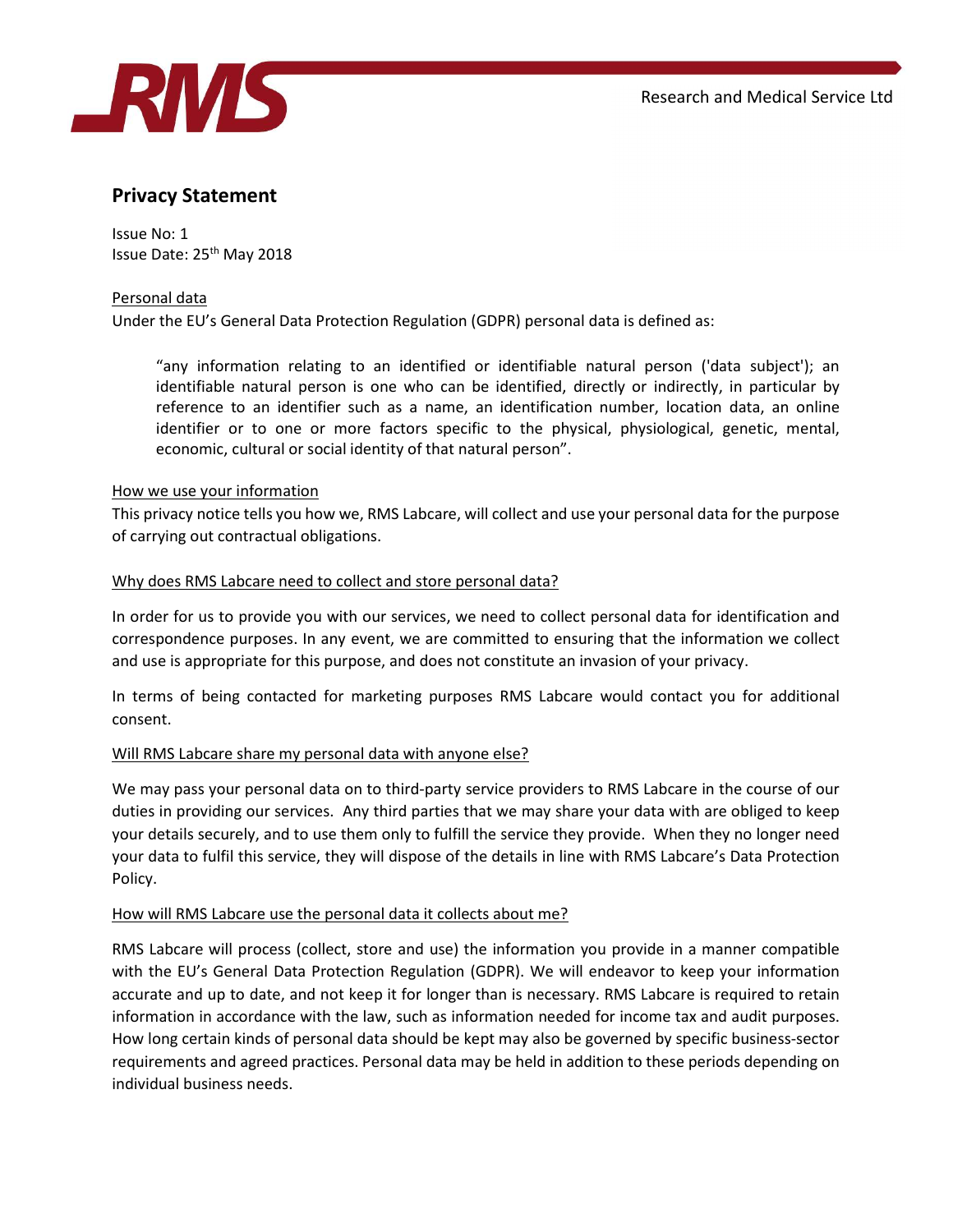Research and Medical Service Ltd

# Privacy Statement

Issue No: 1
Issue Date: 25th May 2018

## Personal data

Under the EU's General Data Protection Regulation (GDPR) personal data is defined as:

> "any information relating to an identified or identifiable natural person ('data subject'); an identifiable natural person is one who can be identified, directly or indirectly, in particular by reference to an identifier such as a name, an identification number, location data, an online identifier or to one or more factors specific to the physical, physiological, genetic, mental, economic, cultural or social identity of that natural person".

## How we use your information

This privacy notice tells you how we, RMS Labcare, will collect and use your personal data for the purpose of carrying out contractual obligations.

## Why does RMS Labcare need to collect and store personal data?

In order for us to provide you with our services, we need to collect personal data for identification and correspondence purposes. In any event, we are committed to ensuring that the information we collect and use is appropriate for this purpose, and does not constitute an invasion of your privacy.

In terms of being contacted for marketing purposes RMS Labcare would contact you for additional consent.

## Will RMS Labcare share my personal data with anyone else?

We may pass your personal data on to third-party service providers to RMS Labcare in the course of our duties in providing our services. Any third parties that we may share your data with are obliged to keep your details securely, and to use them only to fulfill the service they provide. When they no longer need your data to fulfil this service, they will dispose of the details in line with RMS Labcare's Data Protection Policy.

## How will RMS Labcare use the personal data it collects about me?

RMS Labcare will process (collect, store and use) the information you provide in a manner compatible with the EU's General Data Protection Regulation (GDPR). We will endeavor to keep your information accurate and up to date, and not keep it for longer than is necessary. RMS Labcare is required to retain information in accordance with the law, such as information needed for income tax and audit purposes. How long certain kinds of personal data should be kept may also be governed by specific business-sector requirements and agreed practices. Personal data may be held in addition to these periods depending on individual business needs.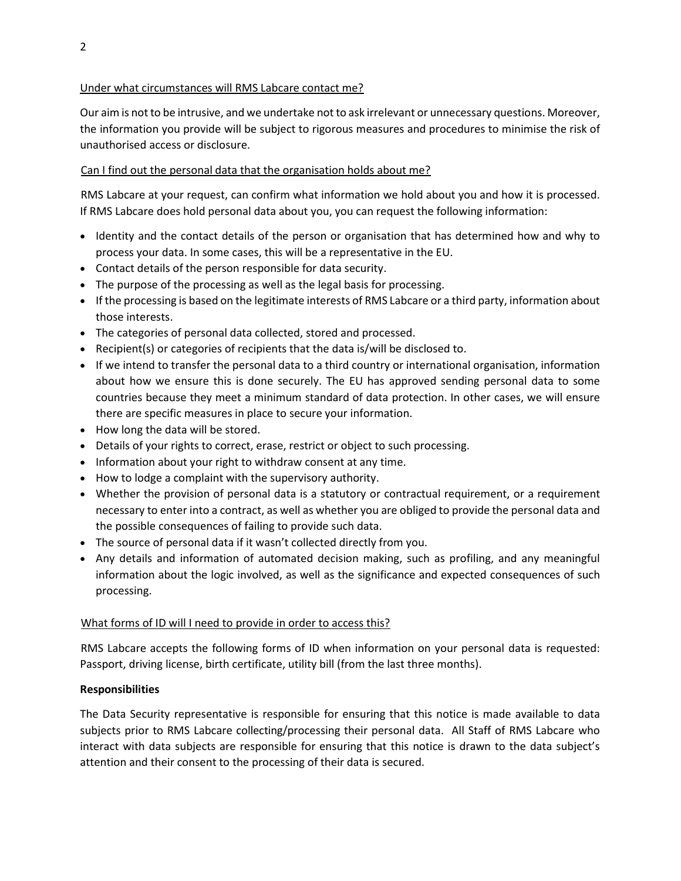<u>Under what circumstances will RMS Labcare contact me?</u>

Our aim is not to be intrusive, and we undertake not to ask irrelevant or unnecessary questions. Moreover, the information you provide will be subject to rigorous measures and procedures to minimise the risk of unauthorised access or disclosure.

<u>Can I find out the personal data that the organisation holds about me?</u>

RMS Labcare at your request, can confirm what information we hold about you and how it is processed. If RMS Labcare does hold personal data about you, you can request the following information:

- Identity and the contact details of the person or organisation that has determined how and why to process your data. In some cases, this will be a representative in the EU.
- Contact details of the person responsible for data security.
- The purpose of the processing as well as the legal basis for processing.
- If the processing is based on the legitimate interests of RMS Labcare or a third party, information about those interests.
- The categories of personal data collected, stored and processed.
- Recipient(s) or categories of recipients that the data is/will be disclosed to.
- If we intend to transfer the personal data to a third country or international organisation, information about how we ensure this is done securely. The EU has approved sending personal data to some countries because they meet a minimum standard of data protection. In other cases, we will ensure there are specific measures in place to secure your information.
- How long the data will be stored.
- Details of your rights to correct, erase, restrict or object to such processing.
- Information about your right to withdraw consent at any time.
- How to lodge a complaint with the supervisory authority.
- Whether the provision of personal data is a statutory or contractual requirement, or a requirement necessary to enter into a contract, as well as whether you are obliged to provide the personal data and the possible consequences of failing to provide such data.
- The source of personal data if it wasn't collected directly from you.
- Any details and information of automated decision making, such as profiling, and any meaningful information about the logic involved, as well as the significance and expected consequences of such processing.

<u>What forms of ID will I need to provide in order to access this?</u>

RMS Labcare accepts the following forms of ID when information on your personal data is requested: Passport, driving license, birth certificate, utility bill (from the last three months).

**Responsibilities**

The Data Security representative is responsible for ensuring that this notice is made available to data subjects prior to RMS Labcare collecting/processing their personal data. All Staff of RMS Labcare who interact with data subjects are responsible for ensuring that this notice is drawn to the data subject's attention and their consent to the processing of their data is secured.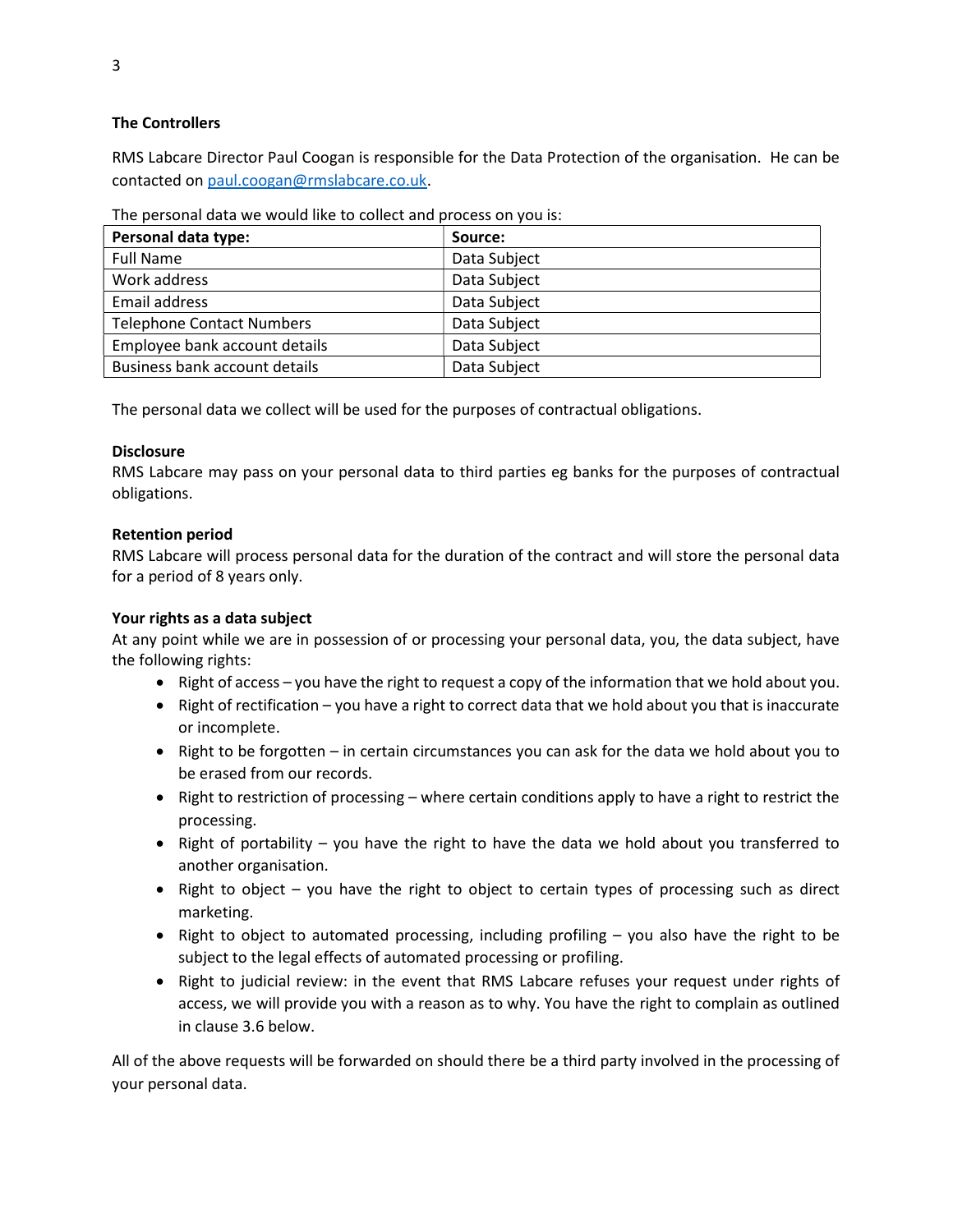**The Controllers**

RMS Labcare Director Paul Coogan is responsible for the Data Protection of the organisation. He can be contacted on paul.coogan@rmslabcare.co.uk.

The personal data we would like to collect and process on you is:

| Personal data type: | Source: |
|---|---|
| Full Name | Data Subject |
| Work address | Data Subject |
| Email address | Data Subject |
| Telephone Contact Numbers | Data Subject |
| Employee bank account details | Data Subject |
| Business bank account details | Data Subject |

The personal data we collect will be used for the purposes of contractual obligations.

**Disclosure**

RMS Labcare may pass on your personal data to third parties eg banks for the purposes of contractual obligations.

**Retention period**

RMS Labcare will process personal data for the duration of the contract and will store the personal data for a period of 8 years only.

**Your rights as a data subject**

At any point while we are in possession of or processing your personal data, you, the data subject, have the following rights:

- Right of access – you have the right to request a copy of the information that we hold about you.
- Right of rectification – you have a right to correct data that we hold about you that is inaccurate or incomplete.
- Right to be forgotten – in certain circumstances you can ask for the data we hold about you to be erased from our records.
- Right to restriction of processing – where certain conditions apply to have a right to restrict the processing.
- Right of portability – you have the right to have the data we hold about you transferred to another organisation.
- Right to object – you have the right to object to certain types of processing such as direct marketing.
- Right to object to automated processing, including profiling – you also have the right to be subject to the legal effects of automated processing or profiling.
- Right to judicial review: in the event that RMS Labcare refuses your request under rights of access, we will provide you with a reason as to why. You have the right to complain as outlined in clause 3.6 below.

All of the above requests will be forwarded on should there be a third party involved in the processing of your personal data.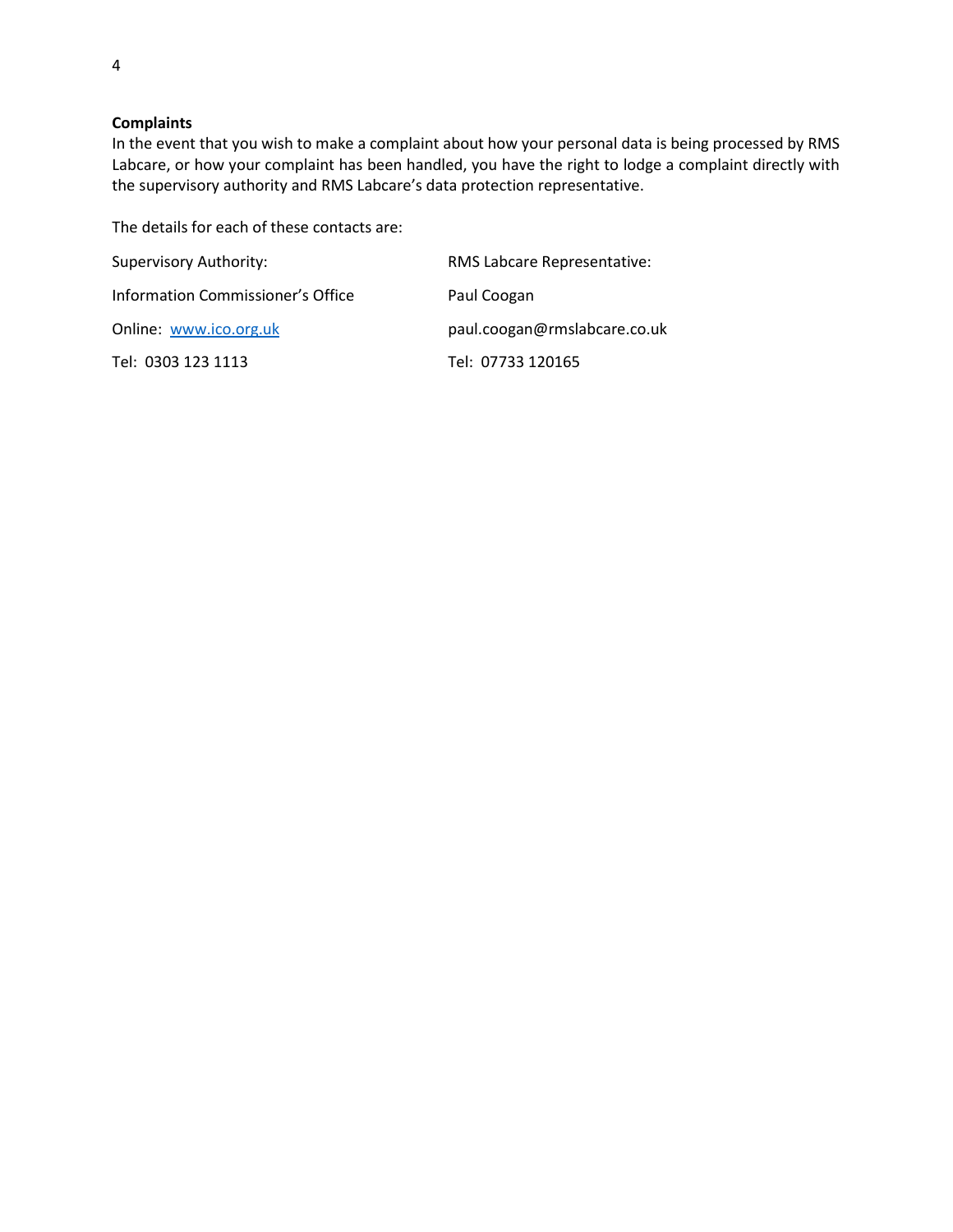**Complaints**

In the event that you wish to make a complaint about how your personal data is being processed by RMS Labcare, or how your complaint has been handled, you have the right to lodge a complaint directly with the supervisory authority and RMS Labcare's data protection representative.

The details for each of these contacts are:

| | |
|---|---|
| Supervisory Authority: | RMS Labcare Representative: |
| Information Commissioner's Office | Paul Coogan |
| Online: [www.ico.org.uk](http://www.ico.org.uk) | paul.coogan@rmslabcare.co.uk |
| Tel: 0303 123 1113 | Tel: 07733 120165 |